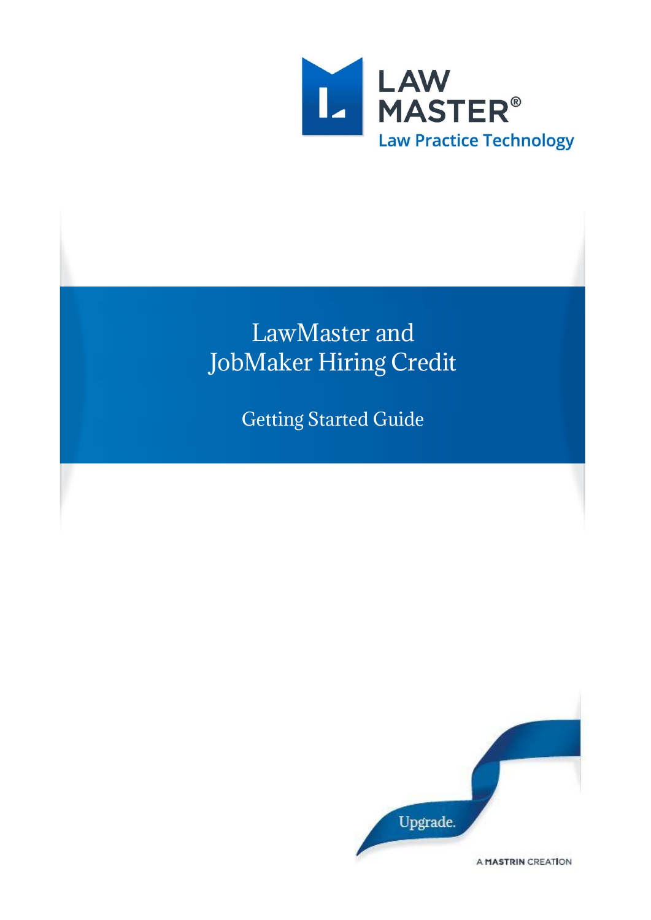LAW MASTER®

Law Practice Technology

# LawMaster and JobMaker Hiring Credit

## Getting Started Guide

Upgrade.

A MASTRIN CREATION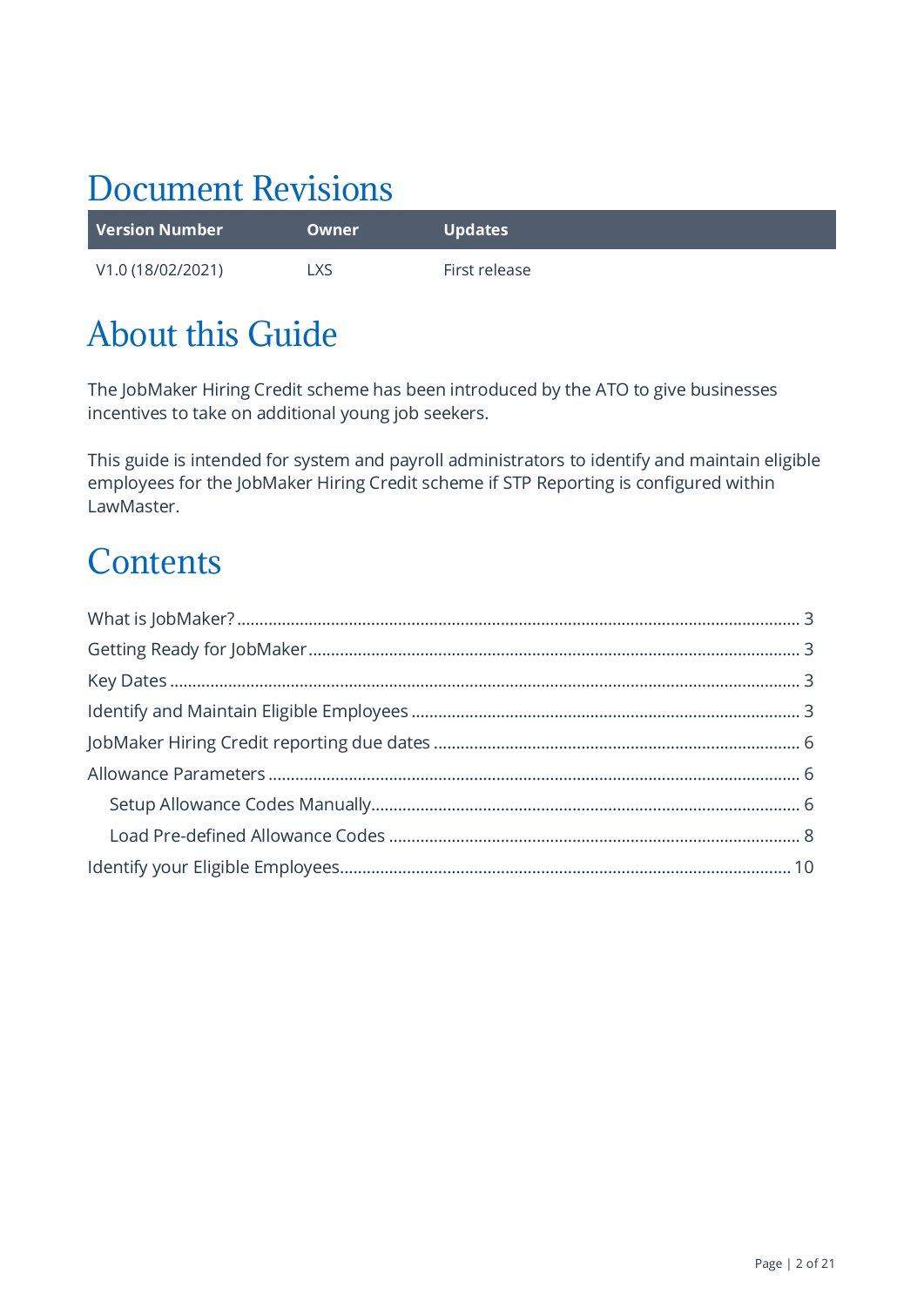# Document Revisions

| Version Number | Owner | Updates |
|---|---|---|
| V1.0 (18/02/2021) | LXS | First release |

# About this Guide

The JobMaker Hiring Credit scheme has been introduced by the ATO to give businesses incentives to take on additional young job seekers.

This guide is intended for system and payroll administrators to identify and maintain eligible employees for the JobMaker Hiring Credit scheme if STP Reporting is configured within LawMaster.

# Contents

- What is JobMaker? ... 3
- Getting Ready for JobMaker ... 3
- Key Dates ... 3
- Identify and Maintain Eligible Employees ... 3
- JobMaker Hiring Credit reporting due dates ... 6
- Allowance Parameters ... 6
  - Setup Allowance Codes Manually ... 6
  - Load Pre-defined Allowance Codes ... 8
- Identify your Eligible Employees ... 10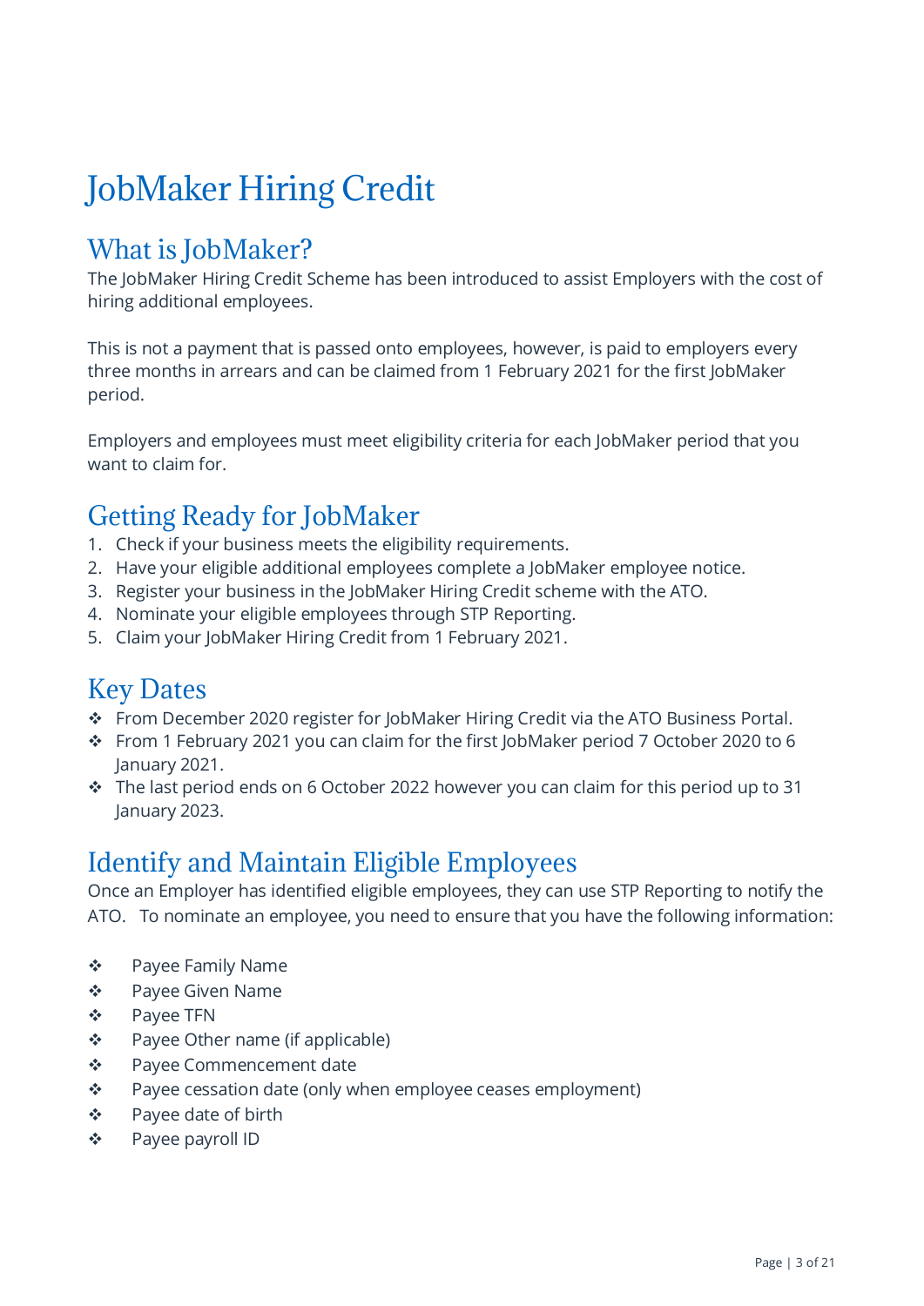# JobMaker Hiring Credit

## What is JobMaker?

The JobMaker Hiring Credit Scheme has been introduced to assist Employers with the cost of hiring additional employees.

This is not a payment that is passed onto employees, however, is paid to employers every three months in arrears and can be claimed from 1 February 2021 for the first JobMaker period.

Employers and employees must meet eligibility criteria for each JobMaker period that you want to claim for.

## Getting Ready for JobMaker

1. Check if your business meets the eligibility requirements.
2. Have your eligible additional employees complete a JobMaker employee notice.
3. Register your business in the JobMaker Hiring Credit scheme with the ATO.
4. Nominate your eligible employees through STP Reporting.
5. Claim your JobMaker Hiring Credit from 1 February 2021.

## Key Dates

- From December 2020 register for JobMaker Hiring Credit via the ATO Business Portal.
- From 1 February 2021 you can claim for the first JobMaker period 7 October 2020 to 6 January 2021.
- The last period ends on 6 October 2022 however you can claim for this period up to 31 January 2023.

## Identify and Maintain Eligible Employees

Once an Employer has identified eligible employees, they can use STP Reporting to notify the ATO. To nominate an employee, you need to ensure that you have the following information:

- Payee Family Name
- Payee Given Name
- Payee TFN
- Payee Other name (if applicable)
- Payee Commencement date
- Payee cessation date (only when employee ceases employment)
- Payee date of birth
- Payee payroll ID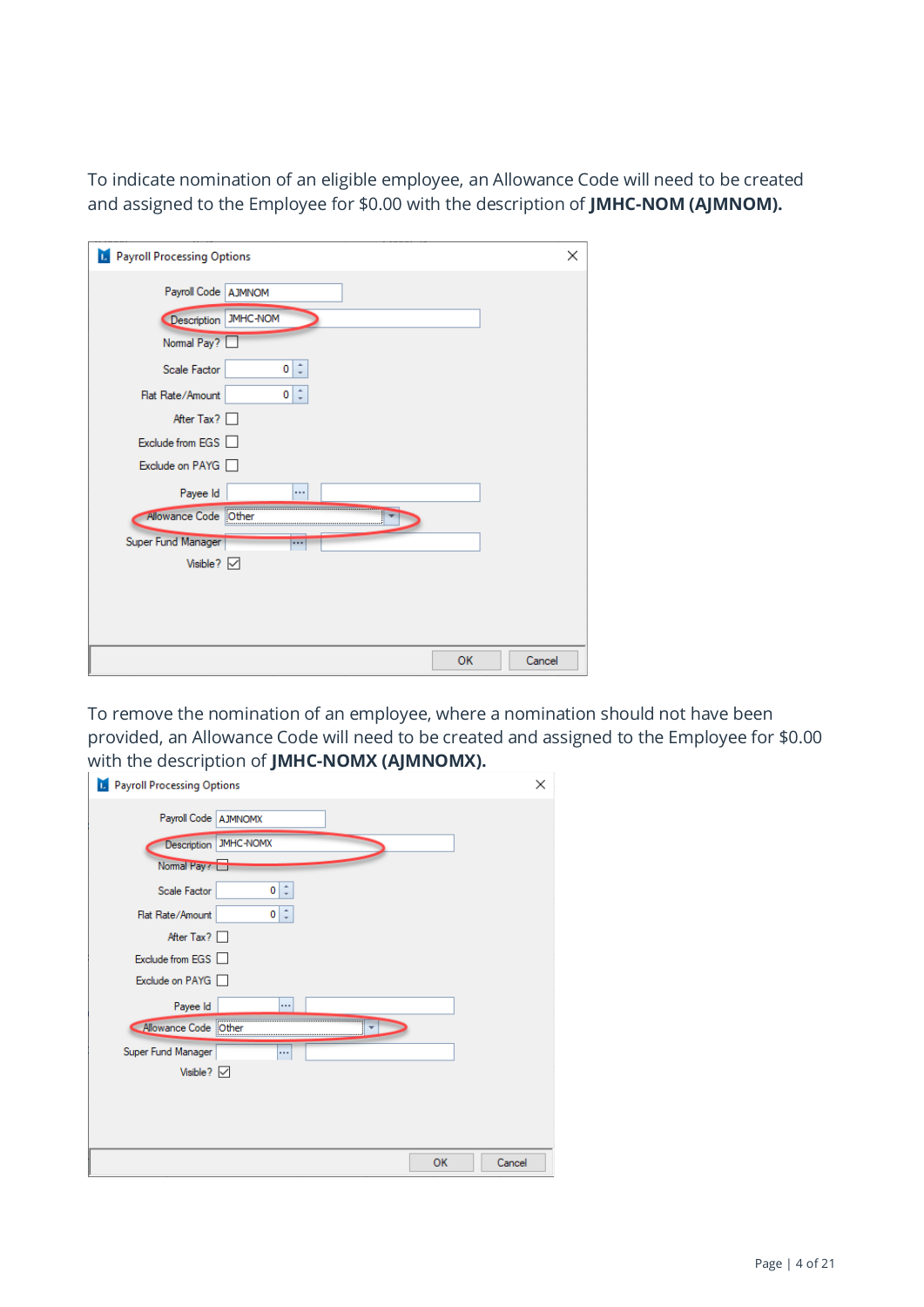To indicate nomination of an eligible employee, an Allowance Code will need to be created and assigned to the Employee for $0.00 with the description of **JMHC-NOM (AJMNOM).**

Payroll Processing Options

| Field | Value |
|---|---|
| Payroll Code | AJMNOM |
| Description | JMHC-NOM |
| Normal Pay? | ☐ |
| Scale Factor | 0 |
| Flat Rate/Amount | 0 |
| After Tax? | ☐ |
| Exclude from EGS | ☐ |
| Exclude on PAYG | ☐ |
| Payee Id | |
| Allowance Code | Other |
| Super Fund Manager | |
| Visible? | ☑ |

OK | Cancel

To remove the nomination of an employee, where a nomination should not have been provided, an Allowance Code will need to be created and assigned to the Employee for $0.00 with the description of **JMHC-NOMX (AJMNOMX).**

Payroll Processing Options

| Field | Value |
|---|---|
| Payroll Code | AJMNOMX |
| Description | JMHC-NOMX |
| Normal Pay? | ☐ |
| Scale Factor | 0 |
| Flat Rate/Amount | 0 |
| After Tax? | ☐ |
| Exclude from EGS | ☐ |
| Exclude on PAYG | ☐ |
| Payee Id | |
| Allowance Code | Other |
| Super Fund Manager | |
| Visible? | ☑ |

OK | Cancel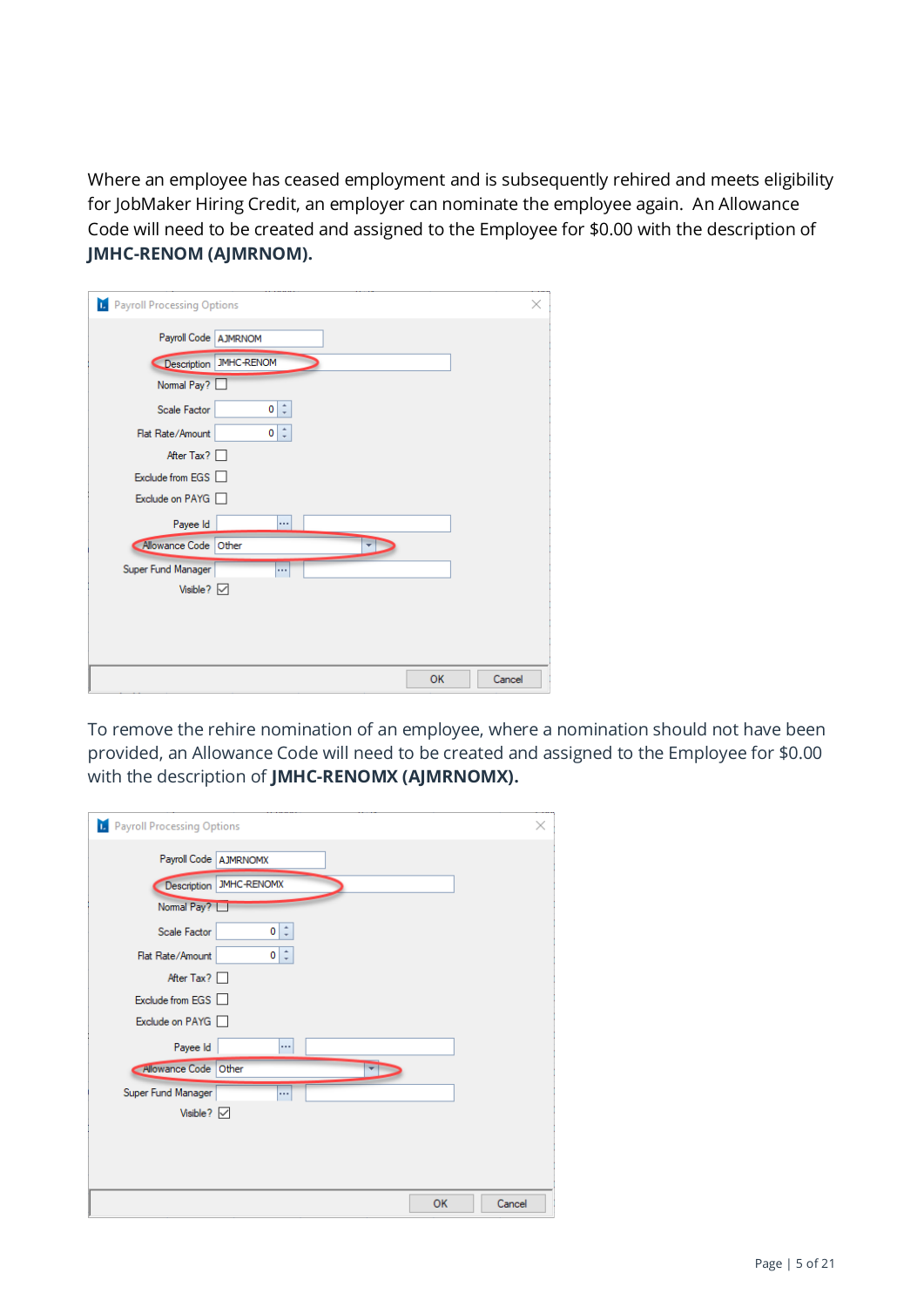Where an employee has ceased employment and is subsequently rehired and meets eligibility for JobMaker Hiring Credit, an employer can nominate the employee again. An Allowance Code will need to be created and assigned to the Employee for $0.00 with the description of **JMHC-RENOM (AJMRNOM).**

To remove the rehire nomination of an employee, where a nomination should not have been provided, an Allowance Code will need to be created and assigned to the Employee for $0.00 with the description of **JMHC-RENOMX (AJMRNOMX).**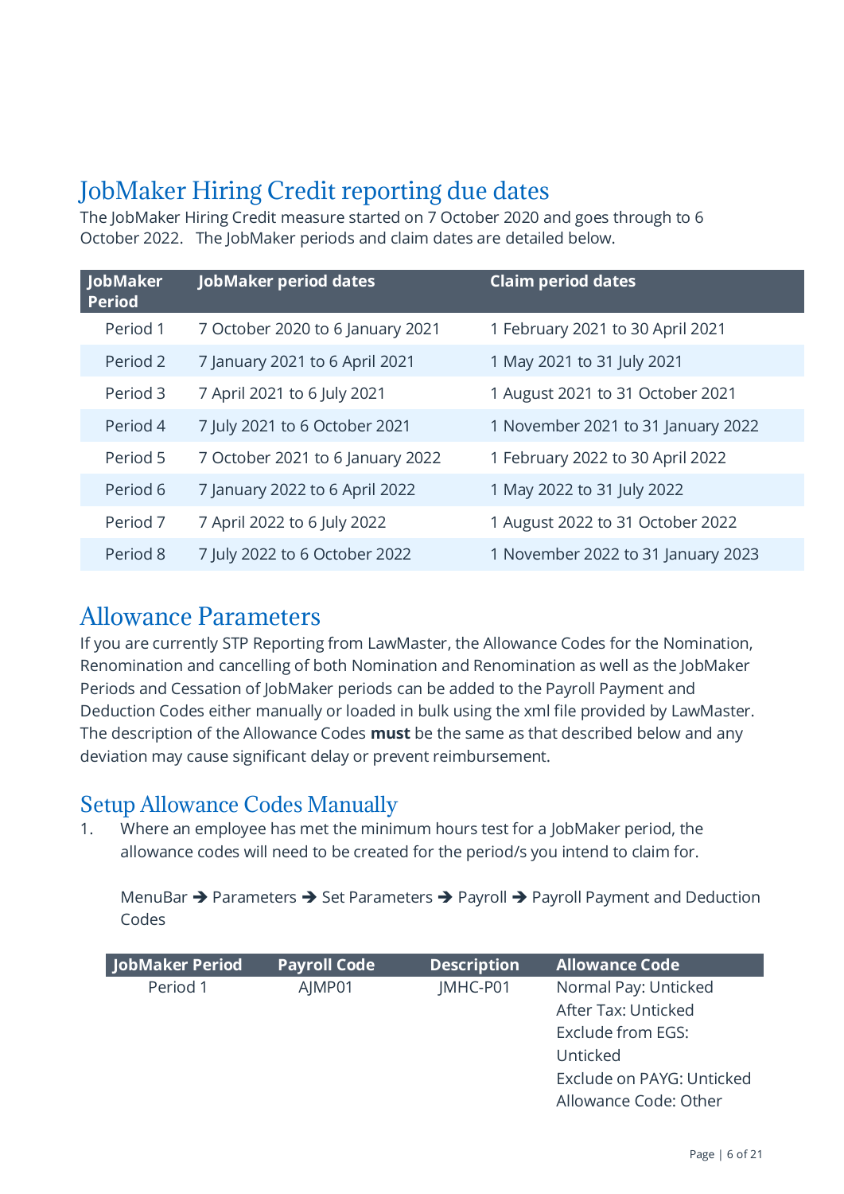# JobMaker Hiring Credit reporting due dates

The JobMaker Hiring Credit measure started on 7 October 2020 and goes through to 6 October 2022. The JobMaker periods and claim dates are detailed below.

| JobMaker Period | JobMaker period dates | Claim period dates |
|---|---|---|
| Period 1 | 7 October 2020 to 6 January 2021 | 1 February 2021 to 30 April 2021 |
| Period 2 | 7 January 2021 to 6 April 2021 | 1 May 2021 to 31 July 2021 |
| Period 3 | 7 April 2021 to 6 July 2021 | 1 August 2021 to 31 October 2021 |
| Period 4 | 7 July 2021 to 6 October 2021 | 1 November 2021 to 31 January 2022 |
| Period 5 | 7 October 2021 to 6 January 2022 | 1 February 2022 to 30 April 2022 |
| Period 6 | 7 January 2022 to 6 April 2022 | 1 May 2022 to 31 July 2022 |
| Period 7 | 7 April 2022 to 6 July 2022 | 1 August 2022 to 31 October 2022 |
| Period 8 | 7 July 2022 to 6 October 2022 | 1 November 2022 to 31 January 2023 |

# Allowance Parameters

If you are currently STP Reporting from LawMaster, the Allowance Codes for the Nomination, Renomination and cancelling of both Nomination and Renomination as well as the JobMaker Periods and Cessation of JobMaker periods can be added to the Payroll Payment and Deduction Codes either manually or loaded in bulk using the xml file provided by LawMaster. The description of the Allowance Codes **must** be the same as that described below and any deviation may cause significant delay or prevent reimbursement.

## Setup Allowance Codes Manually

1. Where an employee has met the minimum hours test for a JobMaker period, the allowance codes will need to be created for the period/s you intend to claim for.

   MenuBar ➔ Parameters ➔ Set Parameters ➔ Payroll ➔ Payroll Payment and Deduction Codes

| JobMaker Period | Payroll Code | Description | Allowance Code |
|---|---|---|---|
| Period 1 | AJMP01 | JMHC-P01 | Normal Pay: Unticked<br>After Tax: Unticked<br>Exclude from EGS: Unticked<br>Exclude on PAYG: Unticked<br>Allowance Code: Other |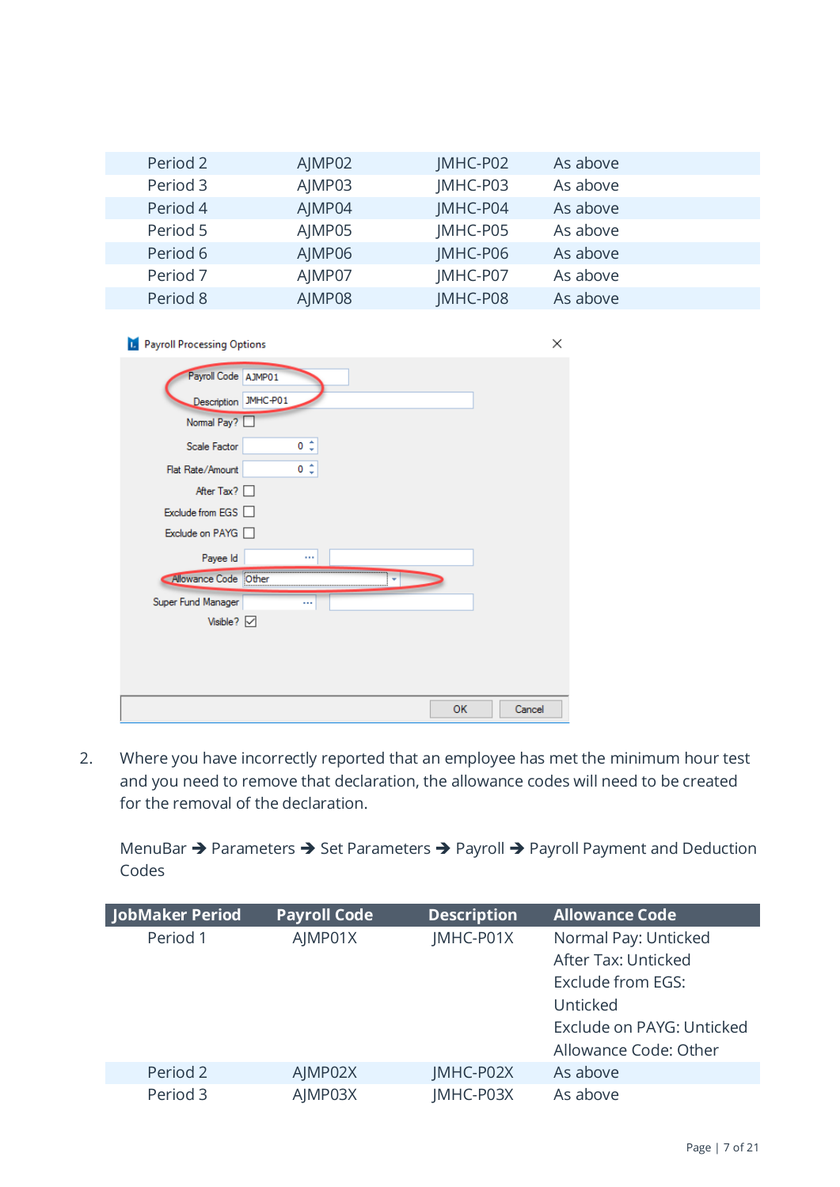| Period 2 | AJMP02 | JMHC-P02 | As above |
|---|---|---|---|
| Period 3 | AJMP03 | JMHC-P03 | As above |
| Period 4 | AJMP04 | JMHC-P04 | As above |
| Period 5 | AJMP05 | JMHC-P05 | As above |
| Period 6 | AJMP06 | JMHC-P06 | As above |
| Period 7 | AJMP07 | JMHC-P07 | As above |
| Period 8 | AJMP08 | JMHC-P08 | As above |

Payroll Processing Options

Payroll Code: AJMP01
Description: JMHC-P01
Normal Pay? ☐
Scale Factor: 0
Flat Rate/Amount: 0
After Tax? ☐
Exclude from EGS ☐
Exclude on PAYG ☐
Payee Id
Allowance Code: Other
Super Fund Manager
Visible? ☑

OK | Cancel

2. Where you have incorrectly reported that an employee has met the minimum hour test and you need to remove that declaration, the allowance codes will need to be created for the removal of the declaration.

   MenuBar → Parameters → Set Parameters → Payroll → Payroll Payment and Deduction Codes

| JobMaker Period | Payroll Code | Description | Allowance Code |
|---|---|---|---|
| Period 1 | AJMP01X | JMHC-P01X | Normal Pay: Unticked<br>After Tax: Unticked<br>Exclude from EGS: Unticked<br>Exclude on PAYG: Unticked<br>Allowance Code: Other |
| Period 2 | AJMP02X | JMHC-P02X | As above |
| Period 3 | AJMP03X | JMHC-P03X | As above |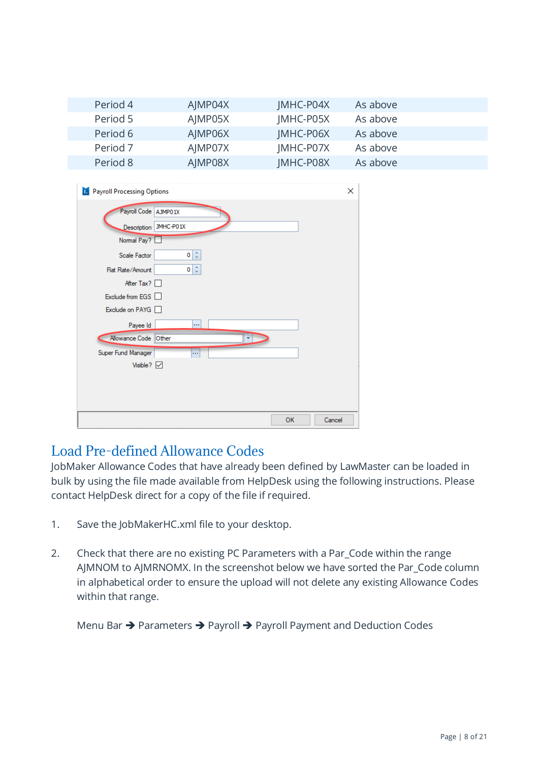| Period 4 | AJMP04X | JMHC-P04X | As above |
|---|---|---|---|
| Period 5 | AJMP05X | JMHC-P05X | As above |
| Period 6 | AJMP06X | JMHC-P06X | As above |
| Period 7 | AJMP07X | JMHC-P07X | As above |
| Period 8 | AJMP08X | JMHC-P08X | As above |

## Load Pre-defined Allowance Codes

JobMaker Allowance Codes that have already been defined by LawMaster can be loaded in bulk by using the file made available from HelpDesk using the following instructions. Please contact HelpDesk direct for a copy of the file if required.

1. Save the JobMakerHC.xml file to your desktop.

2. Check that there are no existing PC Parameters with a Par_Code within the range AJMNOM to AJMRNOMX. In the screenshot below we have sorted the Par_Code column in alphabetical order to ensure the upload will not delete any existing Allowance Codes within that range.

   Menu Bar ➔ Parameters ➔ Payroll ➔ Payroll Payment and Deduction Codes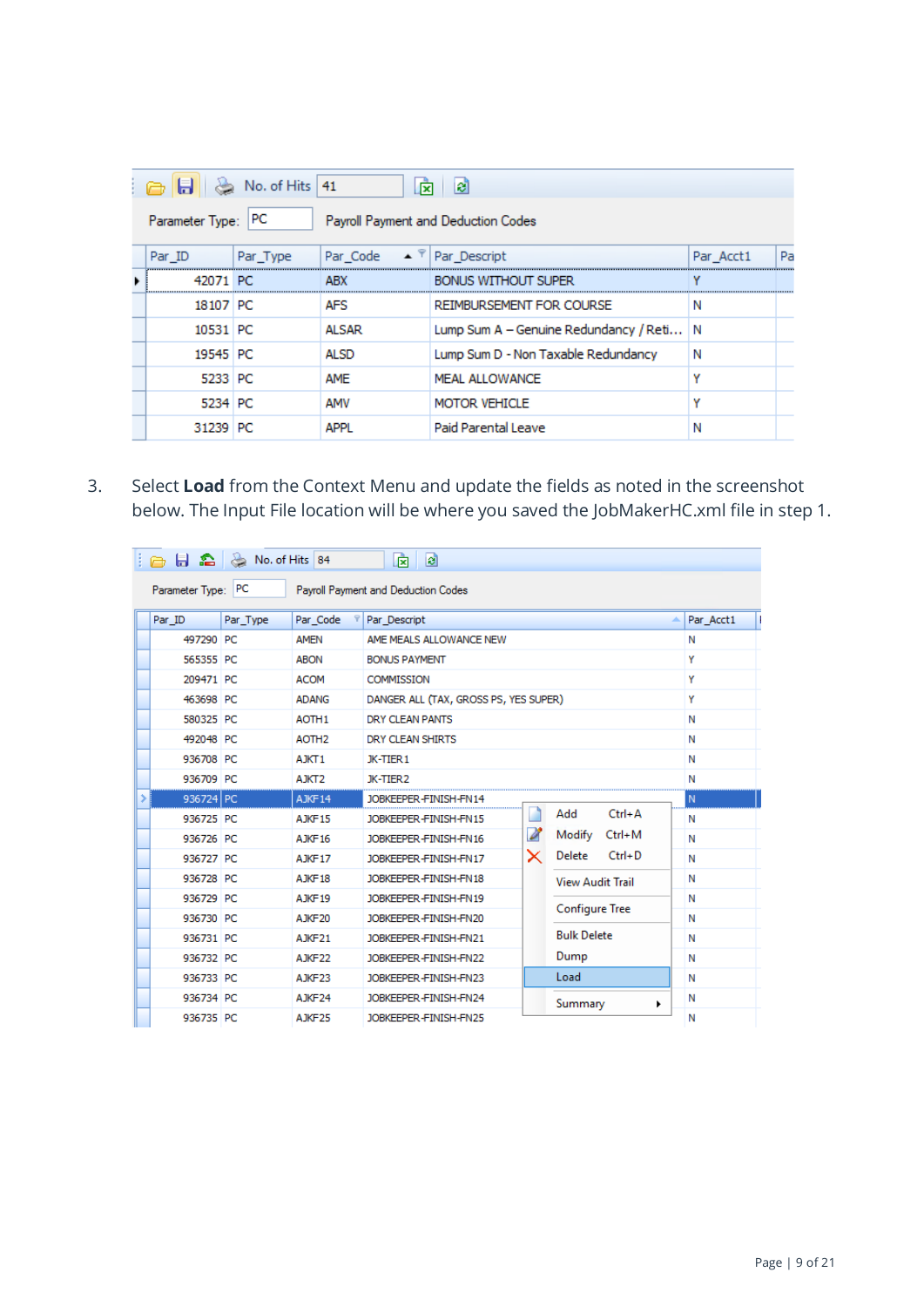| Par_ID | Par_Type | Par_Code | Par_Descript | Par_Acct1 | Pa |
|---|---|---|---|---|---|
| 42071 | PC | ABX | BONUS WITHOUT SUPER | Y | |
| 18107 | PC | AFS | REIMBURSEMENT FOR COURSE | N | |
| 10531 | PC | ALSAR | Lump Sum A – Genuine Redundancy / Reti... | N | |
| 19545 | PC | ALSD | Lump Sum D - Non Taxable Redundancy | N | |
| 5233 | PC | AME | MEAL ALLOWANCE | Y | |
| 5234 | PC | AMV | MOTOR VEHICLE | Y | |
| 31239 | PC | APPL | Paid Parental Leave | N | |

3. Select **Load** from the Context Menu and update the fields as noted in the screenshot below. The Input File location will be where you saved the JobMakerHC.xml file in step 1.

| Par_ID | Par_Type | Par_Code | Par_Descript | Par_Acct1 |
|---|---|---|---|---|
| 497290 | PC | AMEN | AME MEALS ALLOWANCE NEW | N |
| 565355 | PC | ABON | BONUS PAYMENT | Y |
| 209471 | PC | ACOM | COMMISSION | Y |
| 463698 | PC | ADANG | DANGER ALL (TAX, GROSS PS, YES SUPER) | Y |
| 580325 | PC | AOTH1 | DRY CLEAN PANTS | N |
| 492048 | PC | AOTH2 | DRY CLEAN SHIRTS | N |
| 936708 | PC | AJKT1 | JK-TIER1 | N |
| 936709 | PC | AJKT2 | JK-TIER2 | N |
| 936724 | PC | AJKF14 | JOBKEEPER-FINISH-FN14 | N |
| 936725 | PC | AJKF15 | JOBKEEPER-FINISH-FN15 | N |
| 936726 | PC | AJKF16 | JOBKEEPER-FINISH-FN16 | N |
| 936727 | PC | AJKF17 | JOBKEEPER-FINISH-FN17 | N |
| 936728 | PC | AJKF18 | JOBKEEPER-FINISH-FN18 | N |
| 936729 | PC | AJKF19 | JOBKEEPER-FINISH-FN19 | N |
| 936730 | PC | AJKF20 | JOBKEEPER-FINISH-FN20 | N |
| 936731 | PC | AJKF21 | JOBKEEPER-FINISH-FN21 | N |
| 936732 | PC | AJKF22 | JOBKEEPER-FINISH-FN22 | N |
| 936733 | PC | AJKF23 | JOBKEEPER-FINISH-FN23 | N |
| 936734 | PC | AJKF24 | JOBKEEPER-FINISH-FN24 | N |
| 936735 | PC | AJKF25 | JOBKEEPER-FINISH-FN25 | N |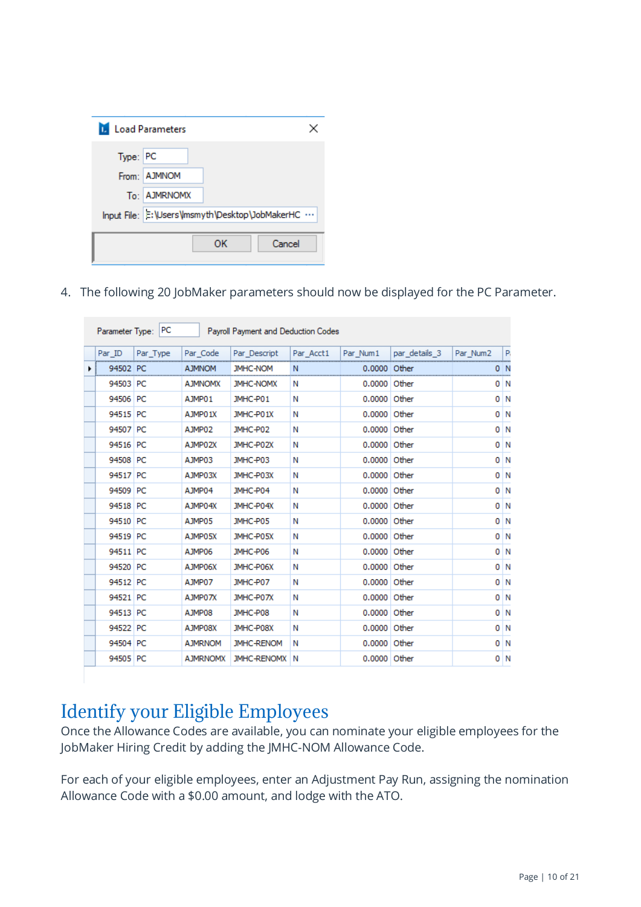Load Parameters

Type: PC

From: AJMNOM

To: AJMRNOMX

Input File: E:\Users\msmyth\Desktop\JobMakerHC ...

OK Cancel

4. The following 20 JobMaker parameters should now be displayed for the PC Parameter.

Parameter Type: PC Payroll Payment and Deduction Codes

| Par_ID | Par_Type | Par_Code | Par_Descript | Par_Acct1 | Par_Num1 | par_details_3 | Par_Num2 | P |
|---|---|---|---|---|---|---|---|---|
| 94502 | PC | AJMNOM | JMHC-NOM | N | 0.0000 | Other | 0 | N |
| 94503 | PC | AJMNOMX | JMHC-NOMX | N | 0.0000 | Other | 0 | N |
| 94506 | PC | AJMP01 | JMHC-P01 | N | 0.0000 | Other | 0 | N |
| 94515 | PC | AJMP01X | JMHC-P01X | N | 0.0000 | Other | 0 | N |
| 94507 | PC | AJMP02 | JMHC-P02 | N | 0.0000 | Other | 0 | N |
| 94516 | PC | AJMP02X | JMHC-P02X | N | 0.0000 | Other | 0 | N |
| 94508 | PC | AJMP03 | JMHC-P03 | N | 0.0000 | Other | 0 | N |
| 94517 | PC | AJMP03X | JMHC-P03X | N | 0.0000 | Other | 0 | N |
| 94509 | PC | AJMP04 | JMHC-P04 | N | 0.0000 | Other | 0 | N |
| 94518 | PC | AJMP04X | JMHC-P04X | N | 0.0000 | Other | 0 | N |
| 94510 | PC | AJMP05 | JMHC-P05 | N | 0.0000 | Other | 0 | N |
| 94519 | PC | AJMP05X | JMHC-P05X | N | 0.0000 | Other | 0 | N |
| 94511 | PC | AJMP06 | JMHC-P06 | N | 0.0000 | Other | 0 | N |
| 94520 | PC | AJMP06X | JMHC-P06X | N | 0.0000 | Other | 0 | N |
| 94512 | PC | AJMP07 | JMHC-P07 | N | 0.0000 | Other | 0 | N |
| 94521 | PC | AJMP07X | JMHC-P07X | N | 0.0000 | Other | 0 | N |
| 94513 | PC | AJMP08 | JMHC-P08 | N | 0.0000 | Other | 0 | N |
| 94522 | PC | AJMP08X | JMHC-P08X | N | 0.0000 | Other | 0 | N |
| 94504 | PC | AJMRNOM | JMHC-RENOM | N | 0.0000 | Other | 0 | N |
| 94505 | PC | AJMRNOMX | JMHC-RENOMX | N | 0.0000 | Other | 0 | N |

# Identify your Eligible Employees

Once the Allowance Codes are available, you can nominate your eligible employees for the JobMaker Hiring Credit by adding the JMHC-NOM Allowance Code.

For each of your eligible employees, enter an Adjustment Pay Run, assigning the nomination Allowance Code with a $0.00 amount, and lodge with the ATO.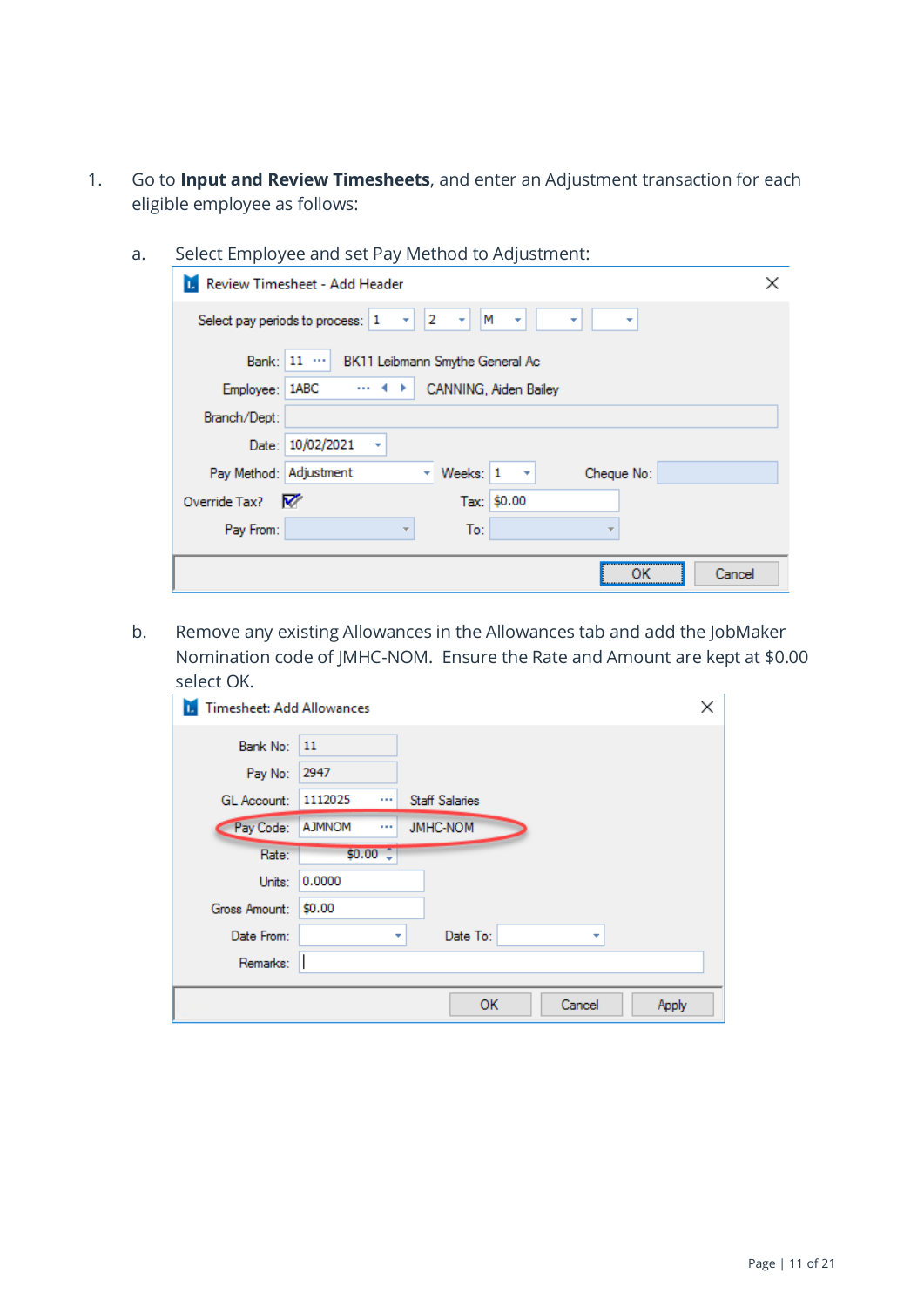1. Go to **Input and Review Timesheets**, and enter an Adjustment transaction for each eligible employee as follows:

   a. Select Employee and set Pay Method to Adjustment:

   Review Timesheet - Add Header

   Select pay periods to process: 1 | 2 | M

   Bank: 11 ··· BK11 Leibmann Smythe General Ac

   Employee: 1ABC ··· CANNING, Aiden Bailey

   Branch/Dept:

   Date: 10/02/2021

   Pay Method: Adjustment  Weeks: 1  Cheque No:

   Override Tax? ☑  Tax: $0.00

   Pay From:  To:

   OK  Cancel

   b. Remove any existing Allowances in the Allowances tab and add the JobMaker Nomination code of JMHC-NOM. Ensure the Rate and Amount are kept at $0.00 select OK.

   Timesheet: Add Allowances

   Bank No: 11

   Pay No: 2947

   GL Account: 1112025 ··· Staff Salaries

   Pay Code: AJMNOM ··· JMHC-NOM

   Rate: $0.00

   Units: 0.0000

   Gross Amount: $0.00

   Date From:  Date To:

   Remarks:

   OK  Cancel  Apply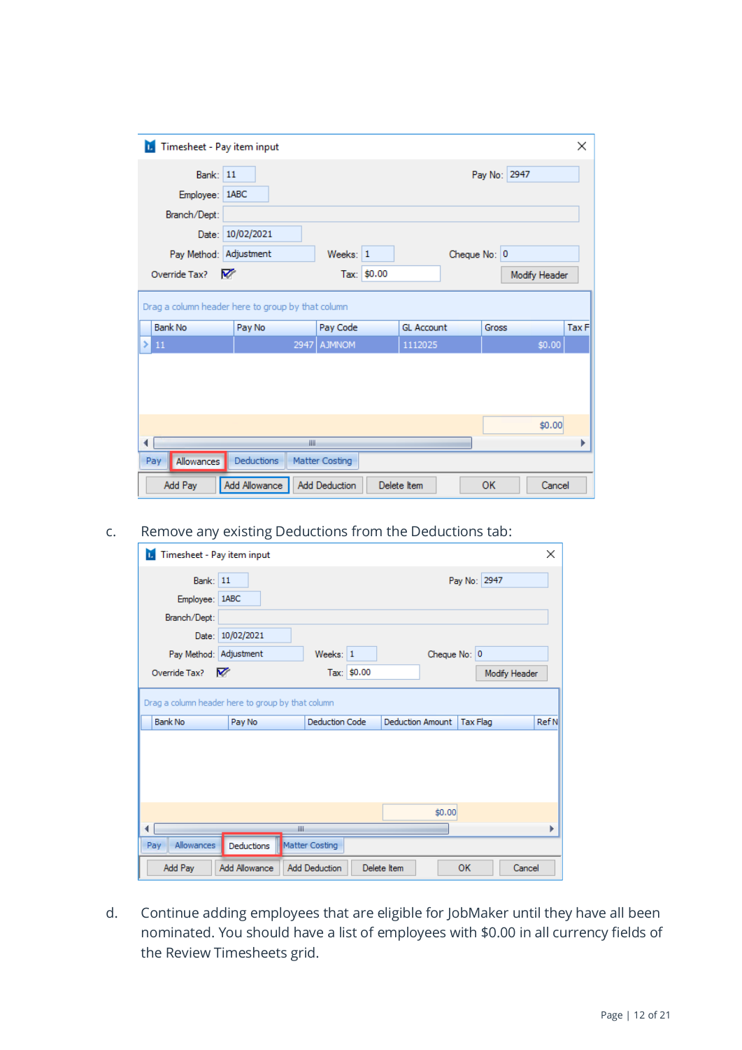c. Remove any existing Deductions from the Deductions tab:

d. Continue adding employees that are eligible for JobMaker until they have all been nominated. You should have a list of employees with $0.00 in all currency fields of the Review Timesheets grid.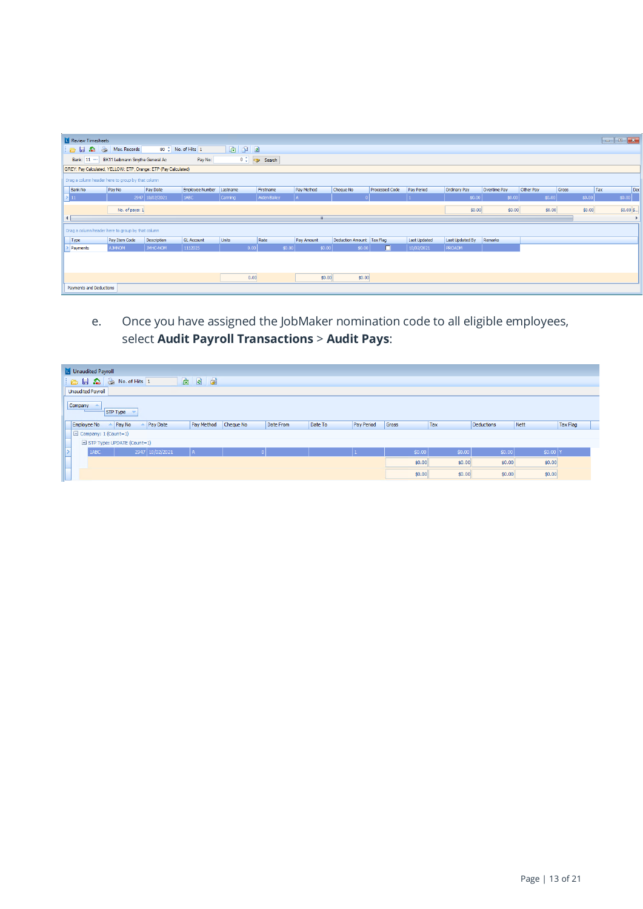e. Once you have assigned the JobMaker nomination code to all eligible employees, select **Audit Payroll Transactions** > **Audit Pays**: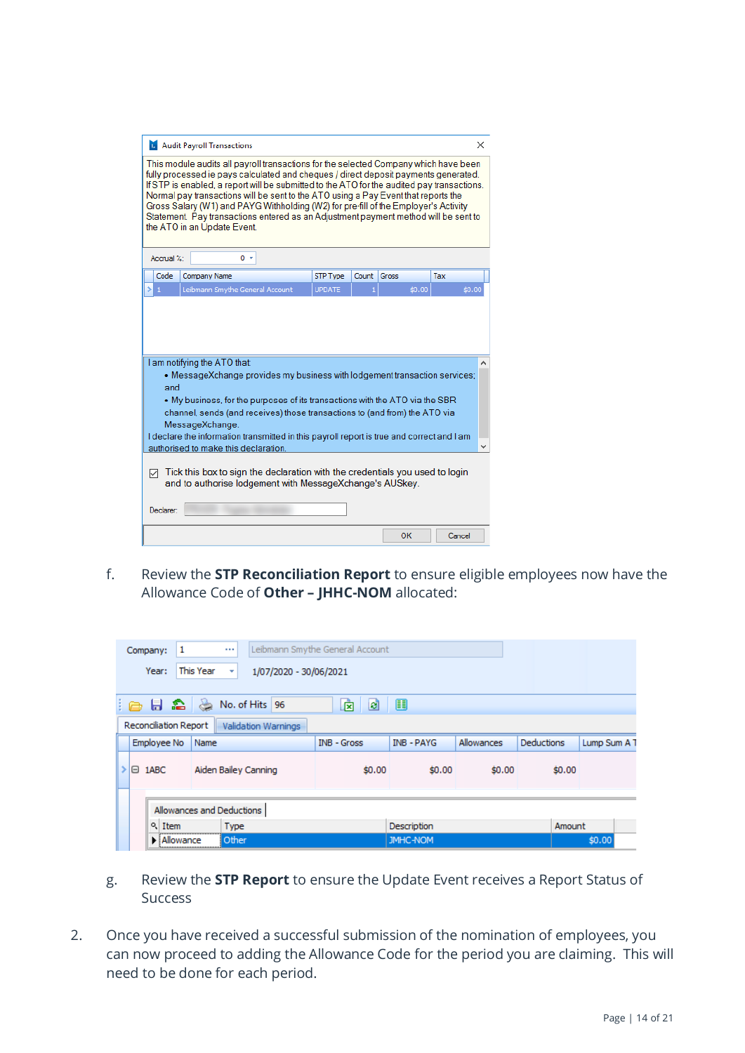f. Review the **STP Reconciliation Report** to ensure eligible employees now have the Allowance Code of **Other – JHHC-NOM** allocated:

g. Review the **STP Report** to ensure the Update Event receives a Report Status of Success

2. Once you have received a successful submission of the nomination of employees, you can now proceed to adding the Allowance Code for the period you are claiming. This will need to be done for each period.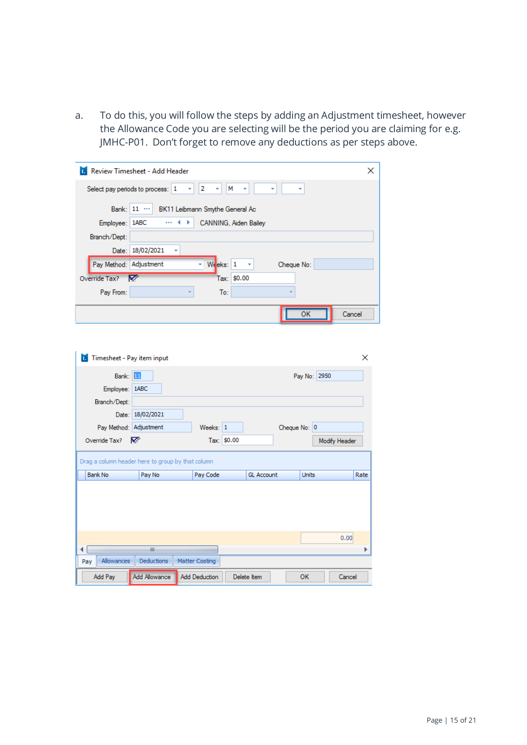a. To do this, you will follow the steps by adding an Adjustment timesheet, however the Allowance Code you are selecting will be the period you are claiming for e.g. JMHC-P01. Don't forget to remove any deductions as per steps above.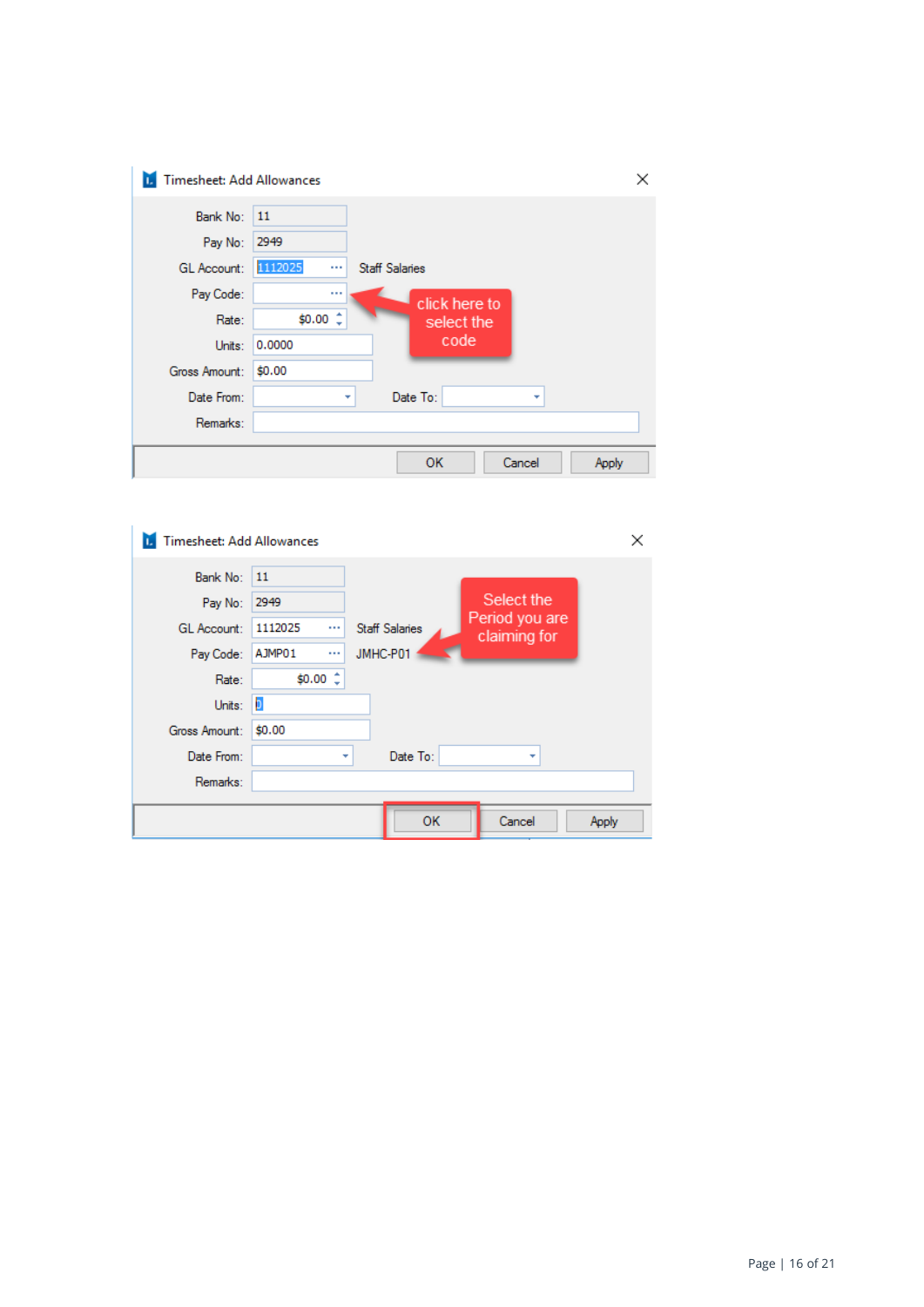**Timesheet: Add Allowances**

| Field | Value |
| --- | --- |
| Bank No: | 11 |
| Pay No: | 2949 |
| GL Account: | 1112025 — Staff Salaries |
| Pay Code: | |
| Rate: | $0.00 |
| Units: | 0.0000 |
| Gross Amount: | $0.00 |
| Date From: | |
| Date To: | |
| Remarks: | |

OK | Cancel | Apply

click here to select the code

**Timesheet: Add Allowances**

| Field | Value |
| --- | --- |
| Bank No: | 11 |
| Pay No: | 2949 |
| GL Account: | 1112025 — Staff Salaries |
| Pay Code: | AJMP01 — JMHC-P01 |
| Rate: | $0.00 |
| Units: | 0 |
| Gross Amount: | $0.00 |
| Date From: | |
| Date To: | |
| Remarks: | |

OK | Cancel | Apply

Select the Period you are claiming for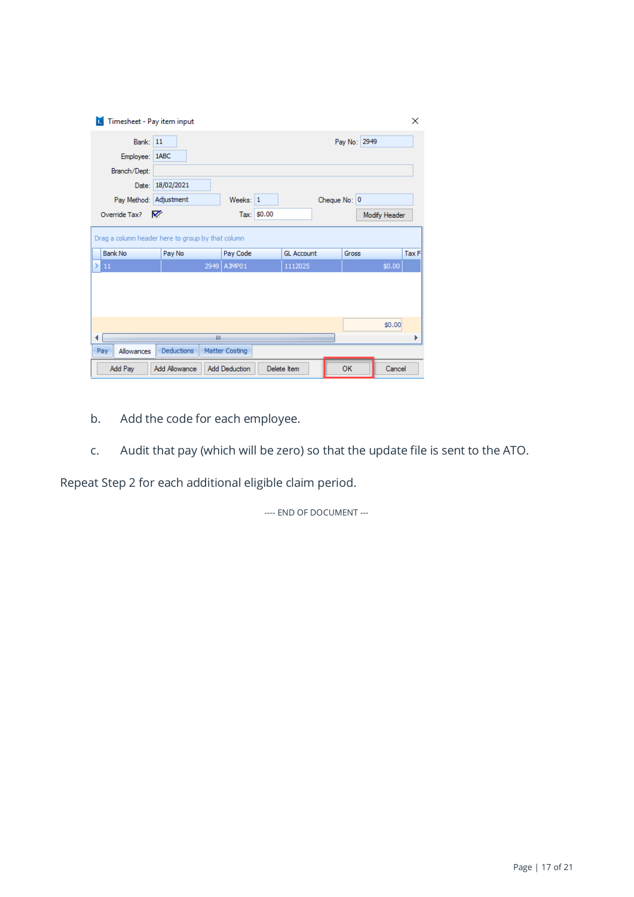b. Add the code for each employee.

c. Audit that pay (which will be zero) so that the update file is sent to the ATO.

Repeat Step 2 for each additional eligible claim period.

---- END OF DOCUMENT ---